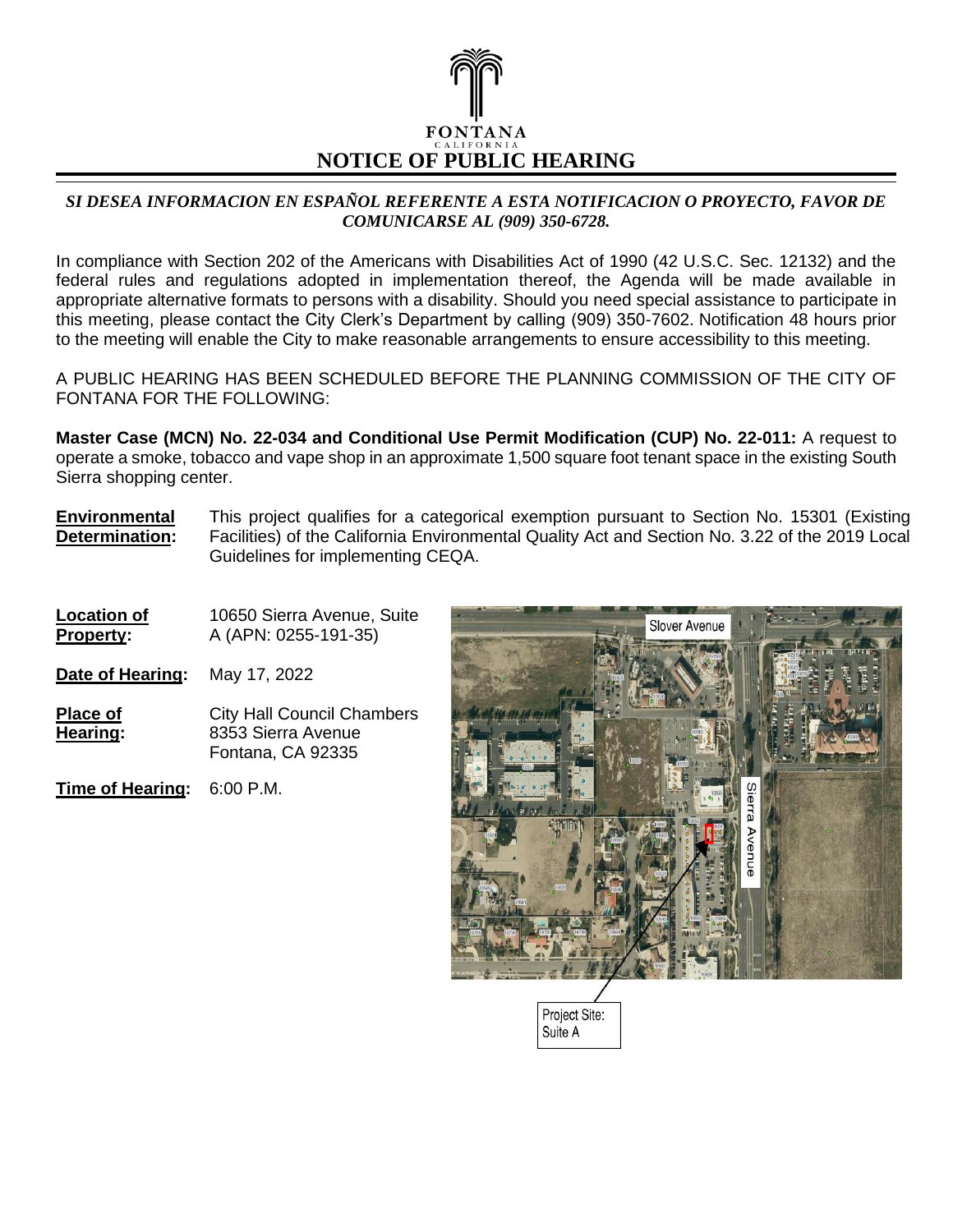FONTANA
CALIFORNIA

# NOTICE OF PUBLIC HEARING

***SI DESEA INFORMACION EN ESPAÑOL REFERENTE A ESTA NOTIFICACION O PROYECTO, FAVOR DE COMUNICARSE AL (909) 350-6728.***

In compliance with Section 202 of the Americans with Disabilities Act of 1990 (42 U.S.C. Sec. 12132) and the federal rules and regulations adopted in implementation thereof, the Agenda will be made available in appropriate alternative formats to persons with a disability. Should you need special assistance to participate in this meeting, please contact the City Clerk's Department by calling (909) 350-7602. Notification 48 hours prior to the meeting will enable the City to make reasonable arrangements to ensure accessibility to this meeting.

A PUBLIC HEARING HAS BEEN SCHEDULED BEFORE THE PLANNING COMMISSION OF THE CITY OF FONTANA FOR THE FOLLOWING:

**Master Case (MCN) No. 22-034 and Conditional Use Permit Modification (CUP) No. 22-011:** A request to operate a smoke, tobacco and vape shop in an approximate 1,500 square foot tenant space in the existing South Sierra shopping center.

**Environmental Determination:** This project qualifies for a categorical exemption pursuant to Section No. 15301 (Existing Facilities) of the California Environmental Quality Act and Section No. 3.22 of the 2019 Local Guidelines for implementing CEQA.

**Location of Property:** 10650 Sierra Avenue, Suite A (APN: 0255-191-35)

**Date of Hearing:** May 17, 2022

**Place of Hearing:** City Hall Council Chambers
8353 Sierra Avenue
Fontana, CA 92335

**Time of Hearing:** 6:00 P.M.

Slover Avenue

Sierra Avenue

Project Site: Suite A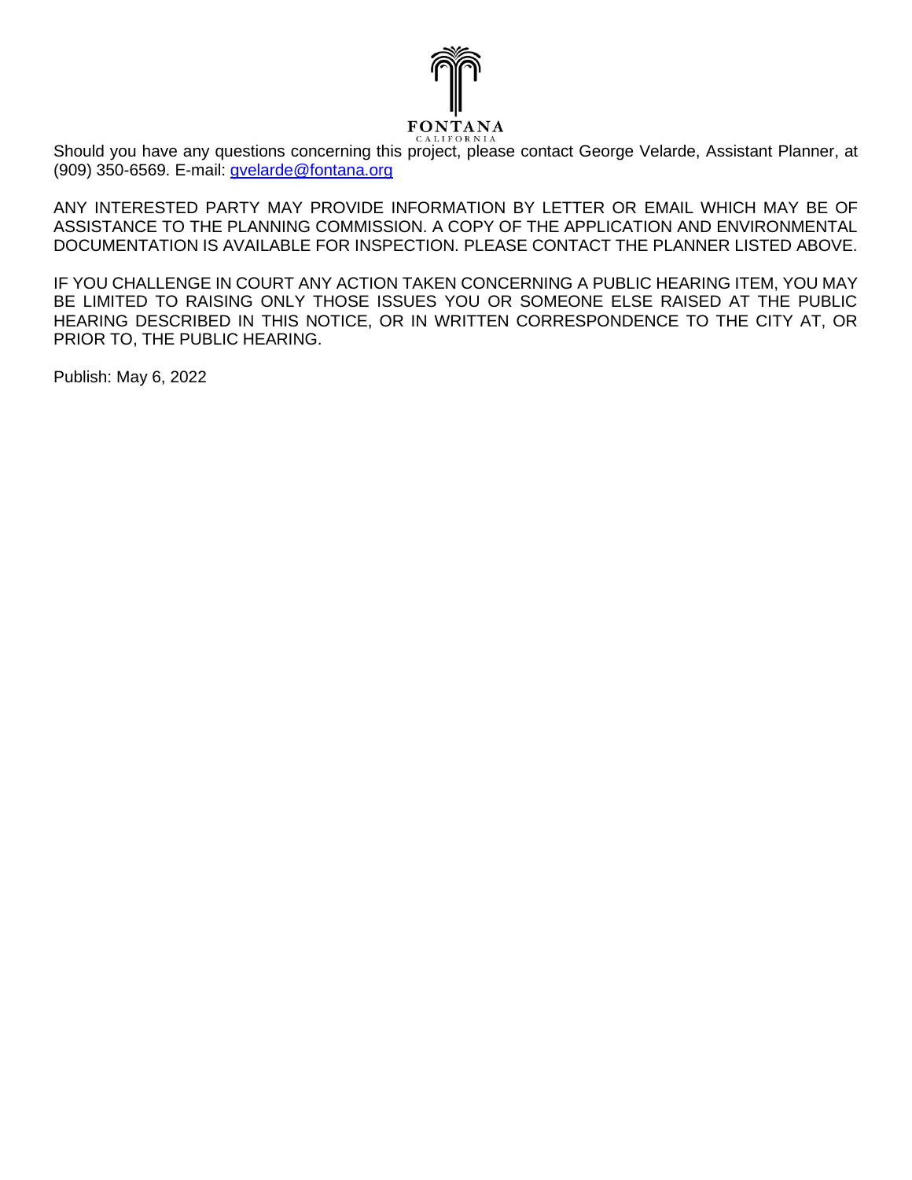Should you have any questions concerning this project, please contact George Velarde, Assistant Planner, at (909) 350-6569. E-mail: gvelarde@fontana.org

ANY INTERESTED PARTY MAY PROVIDE INFORMATION BY LETTER OR EMAIL WHICH MAY BE OF ASSISTANCE TO THE PLANNING COMMISSION. A COPY OF THE APPLICATION AND ENVIRONMENTAL DOCUMENTATION IS AVAILABLE FOR INSPECTION. PLEASE CONTACT THE PLANNER LISTED ABOVE.

IF YOU CHALLENGE IN COURT ANY ACTION TAKEN CONCERNING A PUBLIC HEARING ITEM, YOU MAY BE LIMITED TO RAISING ONLY THOSE ISSUES YOU OR SOMEONE ELSE RAISED AT THE PUBLIC HEARING DESCRIBED IN THIS NOTICE, OR IN WRITTEN CORRESPONDENCE TO THE CITY AT, OR PRIOR TO, THE PUBLIC HEARING.

Publish: May 6, 2022